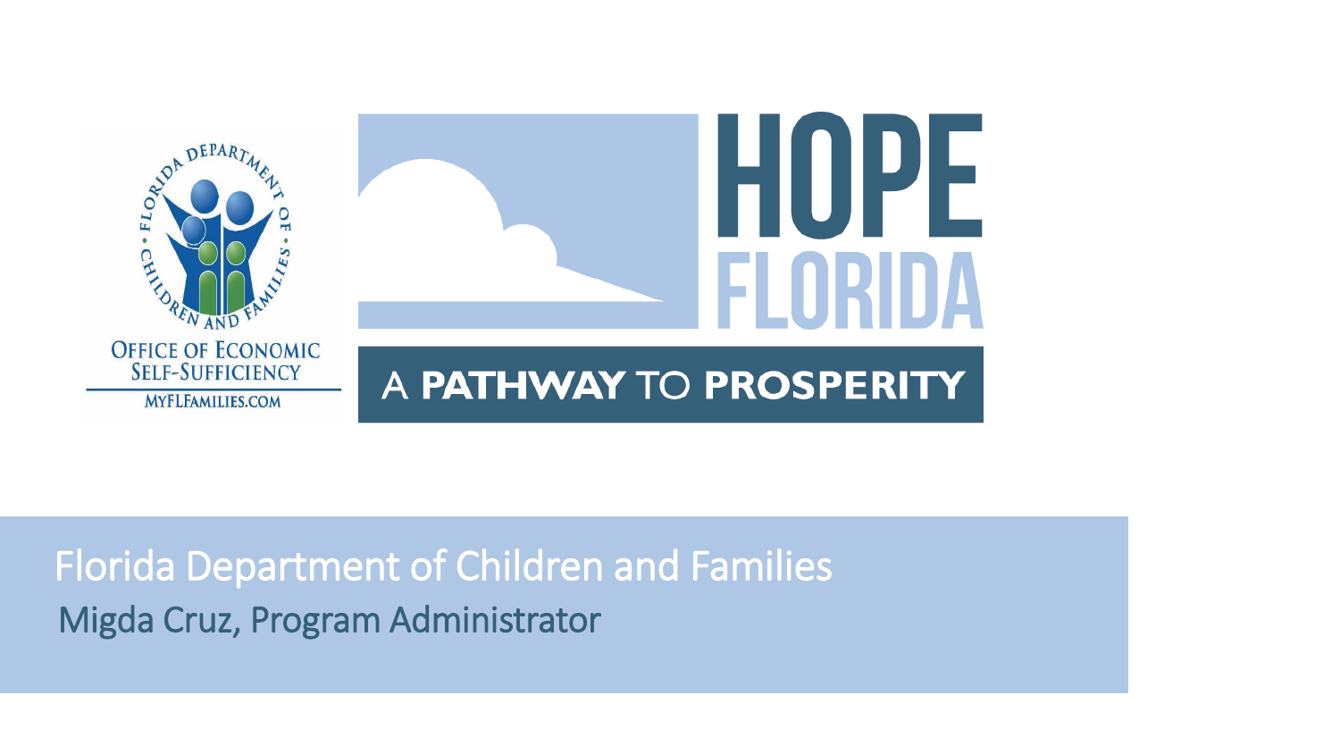FLORIDA DEPARTMENT OF CHILDREN AND FAMILIES

OFFICE OF ECONOMIC SELF-SUFFICIENCY

MYFLFAMILIES.COM

# HOPE FLORIDA

A **PATHWAY** TO **PROSPERITY**

Florida Department of Children and Families

Migda Cruz, Program Administrator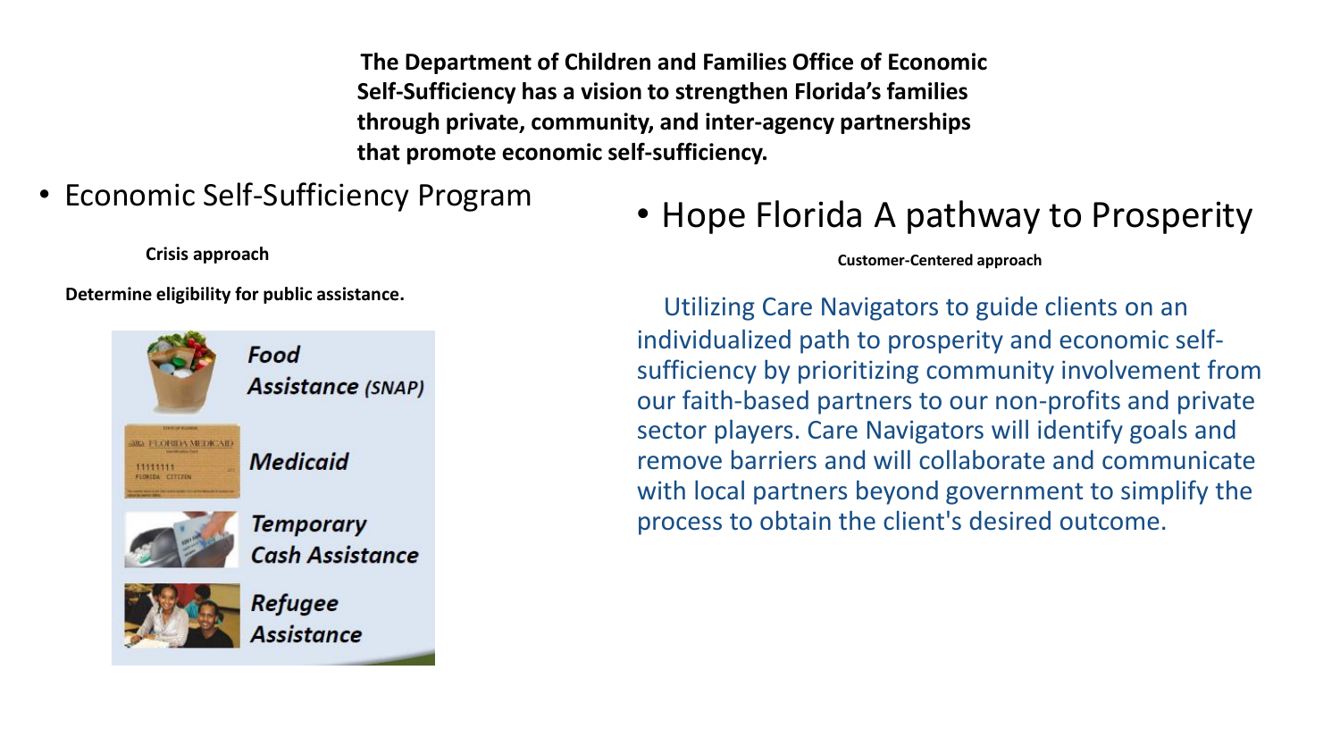**The Department of Children and Families Office of Economic Self-Sufficiency has a vision to strengthen Florida's families through private, community, and inter-agency partnerships that promote economic self-sufficiency.**

- Economic Self-Sufficiency Program

**Crisis approach**

**Determine eligibility for public assistance.**

- ***Food Assistance (SNAP)***
- ***Medicaid***
- ***Temporary Cash Assistance***
- ***Refugee Assistance***

- Hope Florida A pathway to Prosperity

**Customer-Centered approach**

Utilizing Care Navigators to guide clients on an individualized path to prosperity and economic self-sufficiency by prioritizing community involvement from our faith-based partners to our non-profits and private sector players. Care Navigators will identify goals and remove barriers and will collaborate and communicate with local partners beyond government to simplify the process to obtain the client's desired outcome.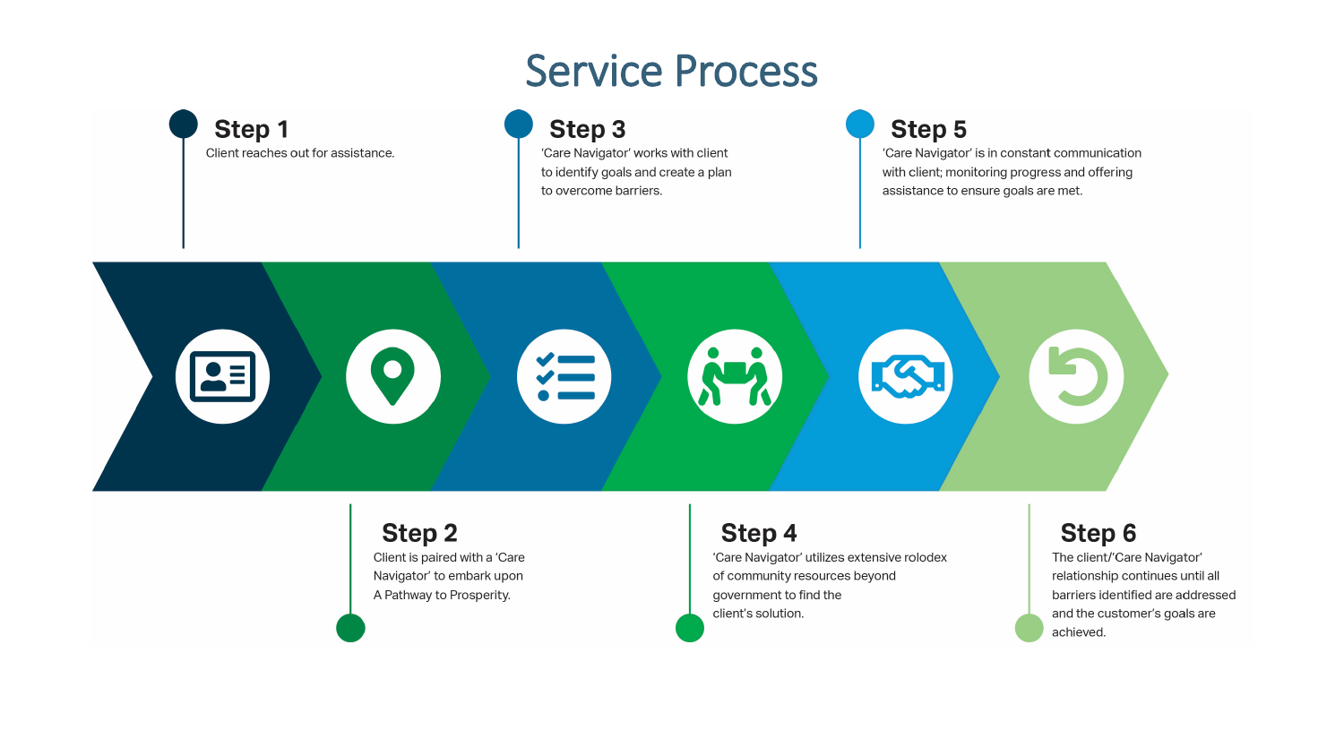# Service Process

## Step 1
Client reaches out for assistance.

## Step 2
Client is paired with a 'Care Navigator' to embark upon A Pathway to Prosperity.

## Step 3
'Care Navigator' works with client to identify goals and create a plan to overcome barriers.

## Step 4
'Care Navigator' utilizes extensive rolodex of community resources beyond government to find the client's solution.

## Step 5
'Care Navigator' is in constant communication with client; monitoring progress and offering assistance to ensure goals are met.

## Step 6
The client/'Care Navigator' relationship continues until all barriers identified are addressed and the customer's goals are achieved.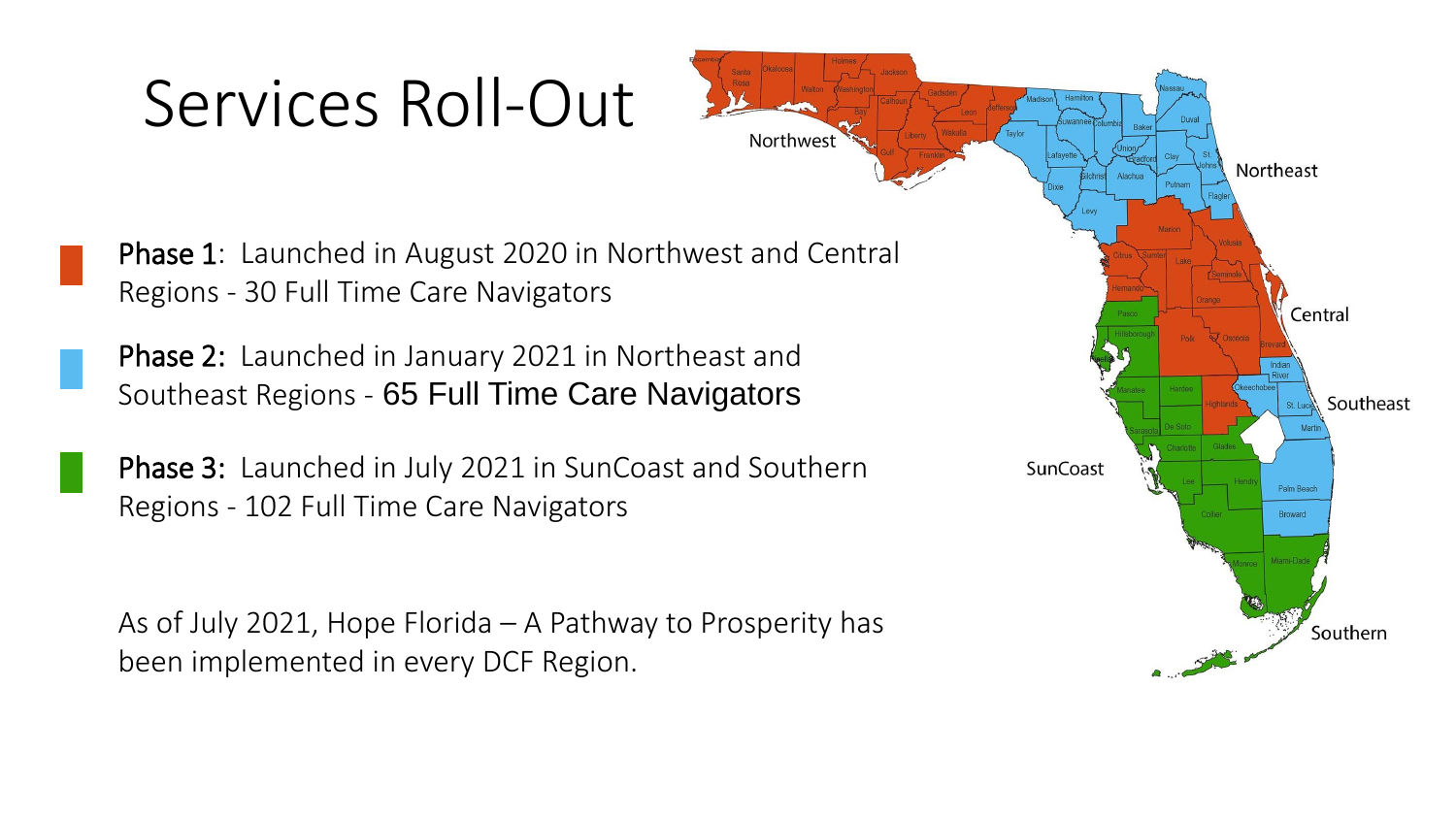# Services Roll-Out

- **Phase 1**: Launched in August 2020 in Northwest and Central Regions - 30 Full Time Care Navigators
- **Phase 2:** Launched in January 2021 in Northeast and Southeast Regions - 65 Full Time Care Navigators
- **Phase 3:** Launched in July 2021 in SunCoast and Southern Regions - 102 Full Time Care Navigators

As of July 2021, Hope Florida – A Pathway to Prosperity has been implemented in every DCF Region.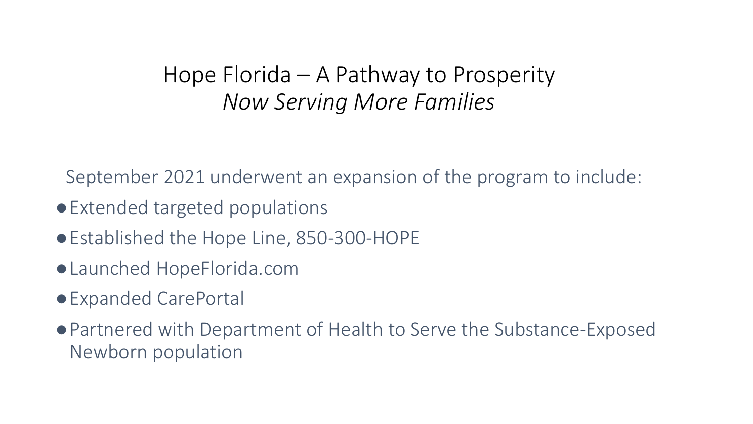# Hope Florida – A Pathway to Prosperity
## *Now Serving More Families*

September 2021 underwent an expansion of the program to include:

- Extended targeted populations
- Established the Hope Line, 850-300-HOPE
- Launched HopeFlorida.com
- Expanded CarePortal
- Partnered with Department of Health to Serve the Substance-Exposed Newborn population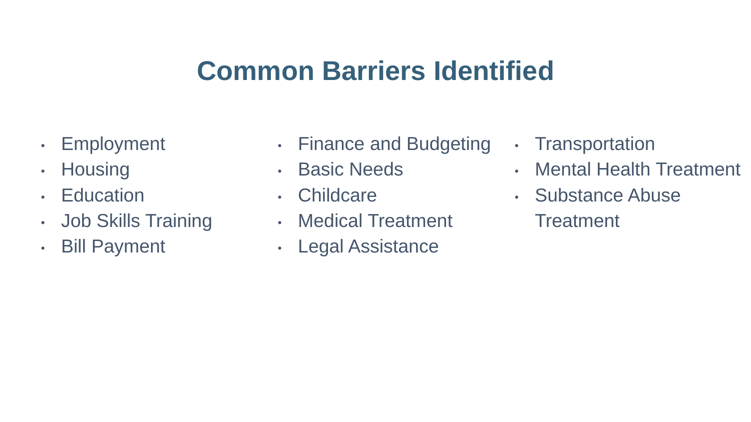# Common Barriers Identified

- Employment
- Housing
- Education
- Job Skills Training
- Bill Payment
- Finance and Budgeting
- Basic Needs
- Childcare
- Medical Treatment
- Legal Assistance
- Transportation
- Mental Health Treatment
- Substance Abuse Treatment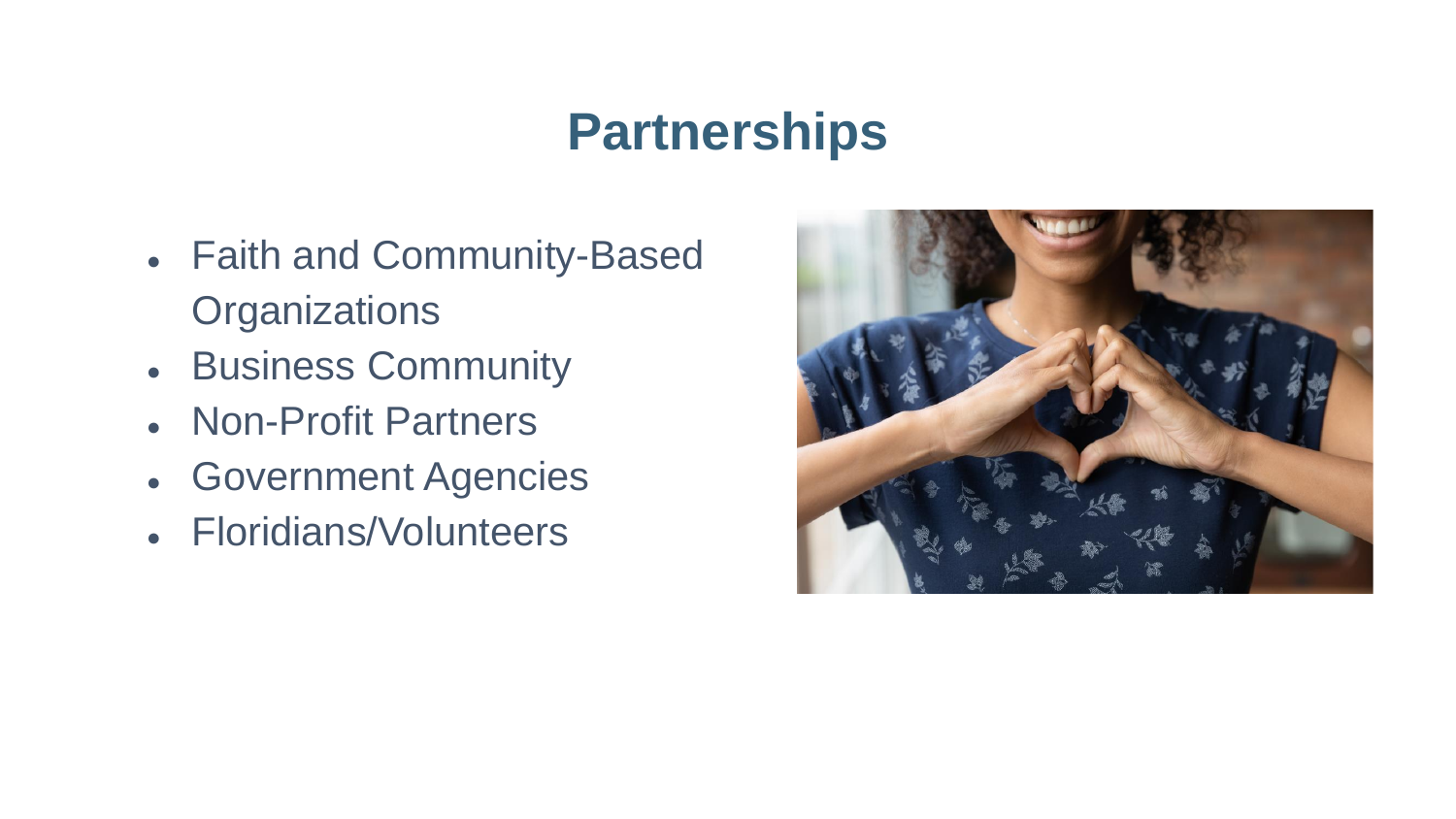# Partnerships

- Faith and Community-Based Organizations
- Business Community
- Non-Profit Partners
- Government Agencies
- Floridians/Volunteers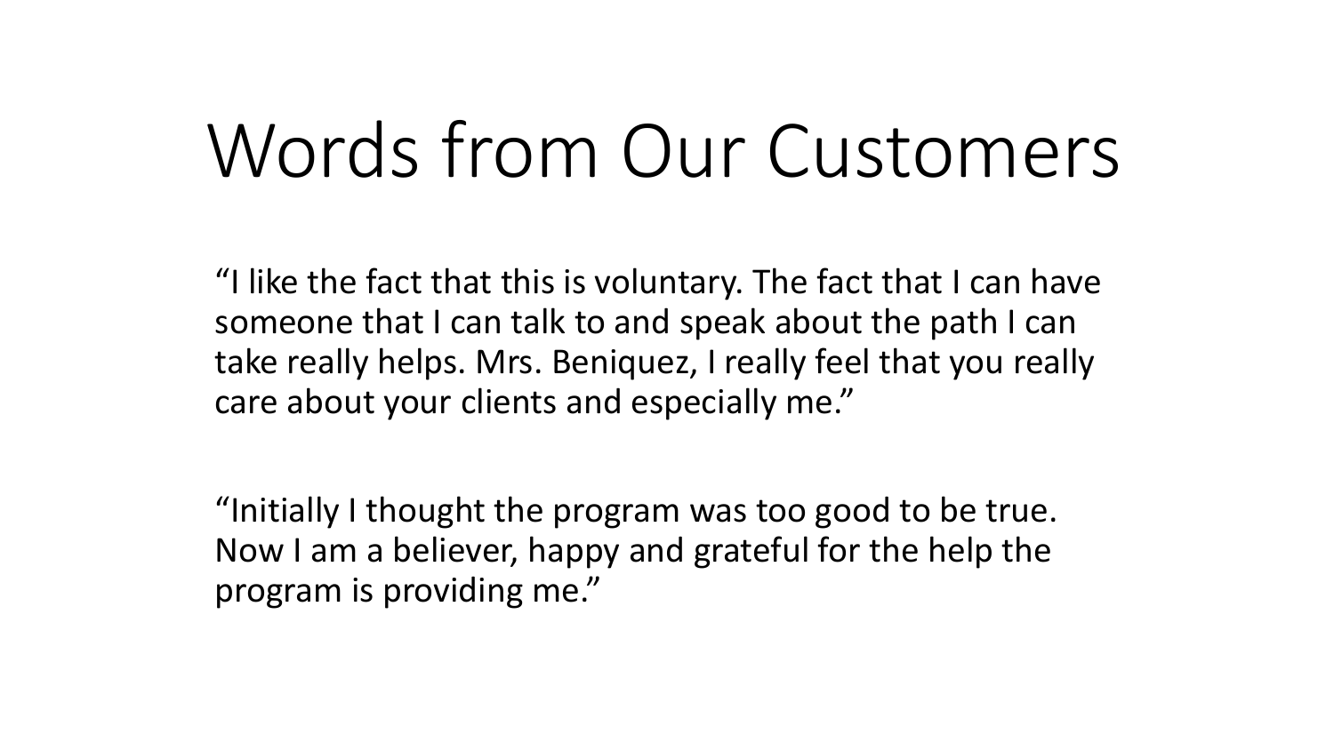# Words from Our Customers

"I like the fact that this is voluntary. The fact that I can have someone that I can talk to and speak about the path I can take really helps. Mrs. Beniquez, I really feel that you really care about your clients and especially me."

"Initially I thought the program was too good to be true. Now I am a believer, happy and grateful for the help the program is providing me."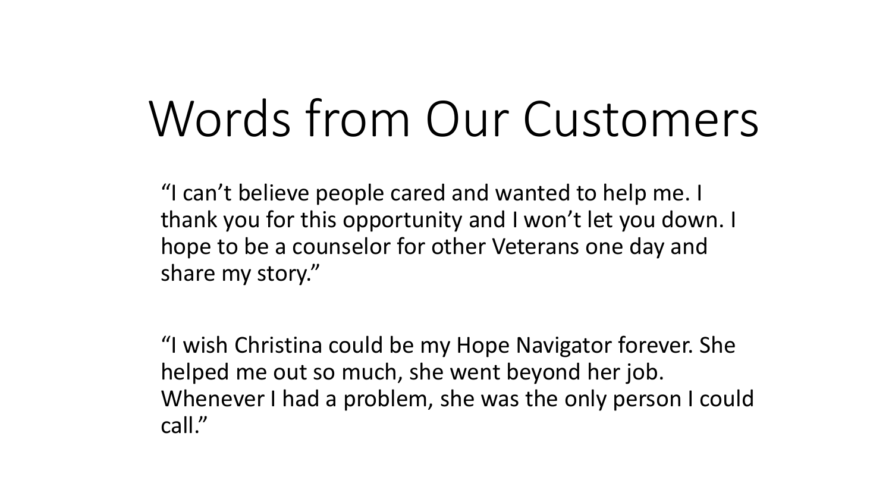# Words from Our Customers

"I can't believe people cared and wanted to help me. I thank you for this opportunity and I won't let you down. I hope to be a counselor for other Veterans one day and share my story."

"I wish Christina could be my Hope Navigator forever. She helped me out so much, she went beyond her job. Whenever I had a problem, she was the only person I could call."